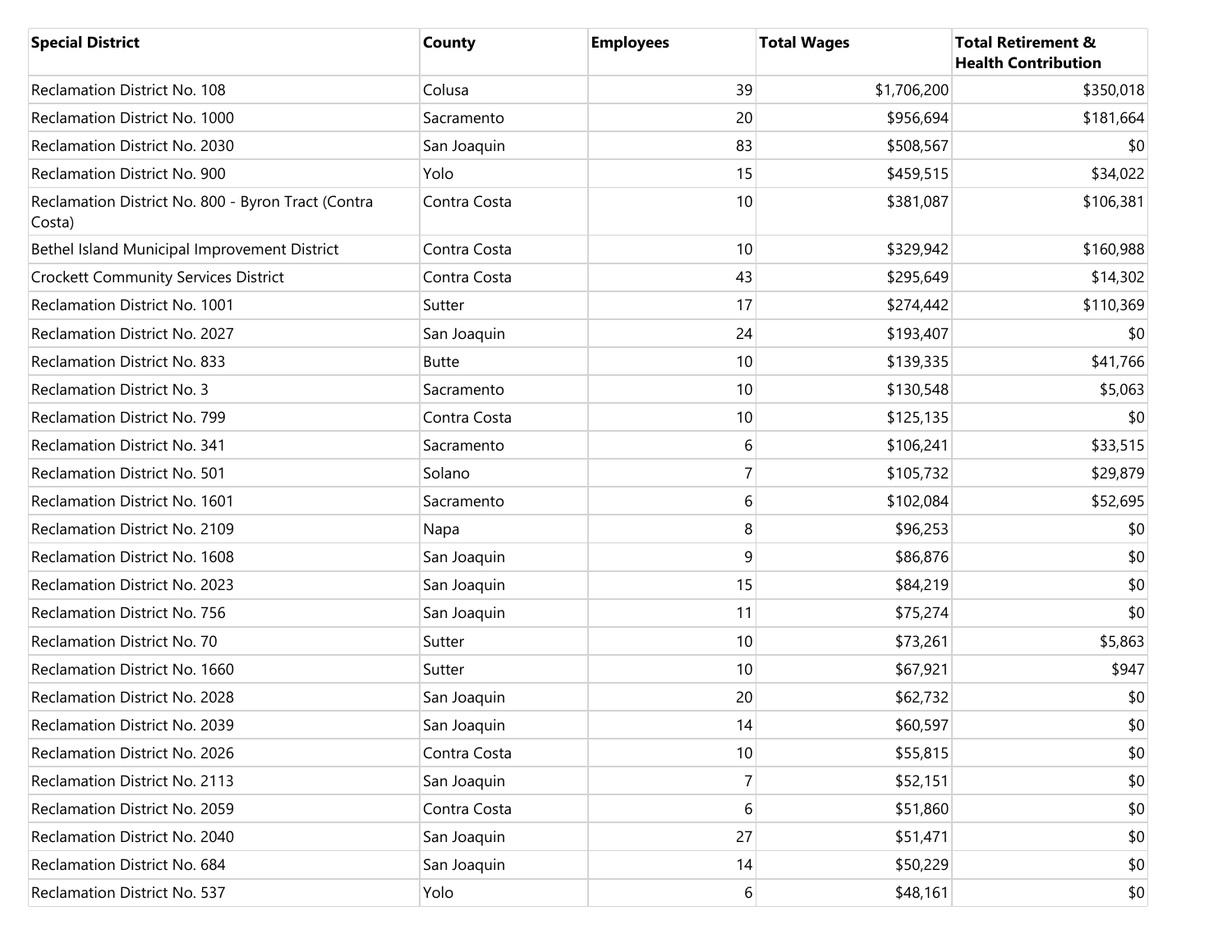| Special District | County | Employees | Total Wages | Total Retirement & Health Contribution |
|---|---|---|---|---|
| Reclamation District No. 108 | Colusa | 39 | $1,706,200 | $350,018 |
| Reclamation District No. 1000 | Sacramento | 20 | $956,694 | $181,664 |
| Reclamation District No. 2030 | San Joaquin | 83 | $508,567 | $0 |
| Reclamation District No. 900 | Yolo | 15 | $459,515 | $34,022 |
| Reclamation District No. 800 - Byron Tract (Contra Costa) | Contra Costa | 10 | $381,087 | $106,381 |
| Bethel Island Municipal Improvement District | Contra Costa | 10 | $329,942 | $160,988 |
| Crockett Community Services District | Contra Costa | 43 | $295,649 | $14,302 |
| Reclamation District No. 1001 | Sutter | 17 | $274,442 | $110,369 |
| Reclamation District No. 2027 | San Joaquin | 24 | $193,407 | $0 |
| Reclamation District No. 833 | Butte | 10 | $139,335 | $41,766 |
| Reclamation District No. 3 | Sacramento | 10 | $130,548 | $5,063 |
| Reclamation District No. 799 | Contra Costa | 10 | $125,135 | $0 |
| Reclamation District No. 341 | Sacramento | 6 | $106,241 | $33,515 |
| Reclamation District No. 501 | Solano | 7 | $105,732 | $29,879 |
| Reclamation District No. 1601 | Sacramento | 6 | $102,084 | $52,695 |
| Reclamation District No. 2109 | Napa | 8 | $96,253 | $0 |
| Reclamation District No. 1608 | San Joaquin | 9 | $86,876 | $0 |
| Reclamation District No. 2023 | San Joaquin | 15 | $84,219 | $0 |
| Reclamation District No. 756 | San Joaquin | 11 | $75,274 | $0 |
| Reclamation District No. 70 | Sutter | 10 | $73,261 | $5,863 |
| Reclamation District No. 1660 | Sutter | 10 | $67,921 | $947 |
| Reclamation District No. 2028 | San Joaquin | 20 | $62,732 | $0 |
| Reclamation District No. 2039 | San Joaquin | 14 | $60,597 | $0 |
| Reclamation District No. 2026 | Contra Costa | 10 | $55,815 | $0 |
| Reclamation District No. 2113 | San Joaquin | 7 | $52,151 | $0 |
| Reclamation District No. 2059 | Contra Costa | 6 | $51,860 | $0 |
| Reclamation District No. 2040 | San Joaquin | 27 | $51,471 | $0 |
| Reclamation District No. 684 | San Joaquin | 14 | $50,229 | $0 |
| Reclamation District No. 537 | Yolo | 6 | $48,161 | $0 |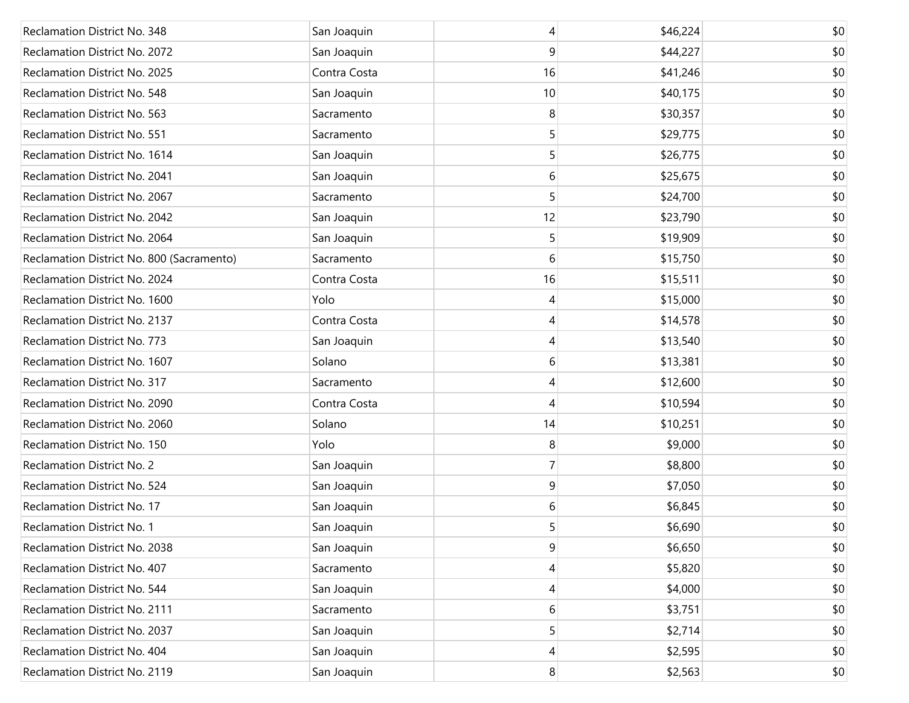| | | | | |
|---|---|---|---|---|
| Reclamation District No. 348 | San Joaquin | 4 | $46,224 | $0 |
| Reclamation District No. 2072 | San Joaquin | 9 | $44,227 | $0 |
| Reclamation District No. 2025 | Contra Costa | 16 | $41,246 | $0 |
| Reclamation District No. 548 | San Joaquin | 10 | $40,175 | $0 |
| Reclamation District No. 563 | Sacramento | 8 | $30,357 | $0 |
| Reclamation District No. 551 | Sacramento | 5 | $29,775 | $0 |
| Reclamation District No. 1614 | San Joaquin | 5 | $26,775 | $0 |
| Reclamation District No. 2041 | San Joaquin | 6 | $25,675 | $0 |
| Reclamation District No. 2067 | Sacramento | 5 | $24,700 | $0 |
| Reclamation District No. 2042 | San Joaquin | 12 | $23,790 | $0 |
| Reclamation District No. 2064 | San Joaquin | 5 | $19,909 | $0 |
| Reclamation District No. 800 (Sacramento) | Sacramento | 6 | $15,750 | $0 |
| Reclamation District No. 2024 | Contra Costa | 16 | $15,511 | $0 |
| Reclamation District No. 1600 | Yolo | 4 | $15,000 | $0 |
| Reclamation District No. 2137 | Contra Costa | 4 | $14,578 | $0 |
| Reclamation District No. 773 | San Joaquin | 4 | $13,540 | $0 |
| Reclamation District No. 1607 | Solano | 6 | $13,381 | $0 |
| Reclamation District No. 317 | Sacramento | 4 | $12,600 | $0 |
| Reclamation District No. 2090 | Contra Costa | 4 | $10,594 | $0 |
| Reclamation District No. 2060 | Solano | 14 | $10,251 | $0 |
| Reclamation District No. 150 | Yolo | 8 | $9,000 | $0 |
| Reclamation District No. 2 | San Joaquin | 7 | $8,800 | $0 |
| Reclamation District No. 524 | San Joaquin | 9 | $7,050 | $0 |
| Reclamation District No. 17 | San Joaquin | 6 | $6,845 | $0 |
| Reclamation District No. 1 | San Joaquin | 5 | $6,690 | $0 |
| Reclamation District No. 2038 | San Joaquin | 9 | $6,650 | $0 |
| Reclamation District No. 407 | Sacramento | 4 | $5,820 | $0 |
| Reclamation District No. 544 | San Joaquin | 4 | $4,000 | $0 |
| Reclamation District No. 2111 | Sacramento | 6 | $3,751 | $0 |
| Reclamation District No. 2037 | San Joaquin | 5 | $2,714 | $0 |
| Reclamation District No. 404 | San Joaquin | 4 | $2,595 | $0 |
| Reclamation District No. 2119 | San Joaquin | 8 | $2,563 | $0 |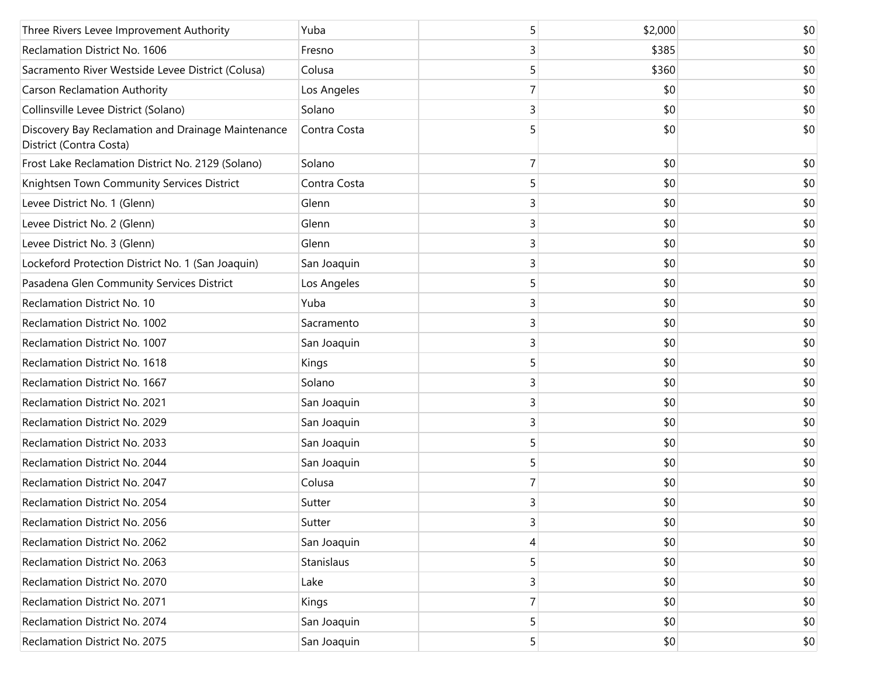| | | | | |
|---|---|---|---|---|
| Three Rivers Levee Improvement Authority | Yuba | 5 | $2,000 | $0 |
| Reclamation District No. 1606 | Fresno | 3 | $385 | $0 |
| Sacramento River Westside Levee District (Colusa) | Colusa | 5 | $360 | $0 |
| Carson Reclamation Authority | Los Angeles | 7 | $0 | $0 |
| Collinsville Levee District (Solano) | Solano | 3 | $0 | $0 |
| Discovery Bay Reclamation and Drainage Maintenance District (Contra Costa) | Contra Costa | 5 | $0 | $0 |
| Frost Lake Reclamation District No. 2129 (Solano) | Solano | 7 | $0 | $0 |
| Knightsen Town Community Services District | Contra Costa | 5 | $0 | $0 |
| Levee District No. 1 (Glenn) | Glenn | 3 | $0 | $0 |
| Levee District No. 2 (Glenn) | Glenn | 3 | $0 | $0 |
| Levee District No. 3 (Glenn) | Glenn | 3 | $0 | $0 |
| Lockeford Protection District No. 1 (San Joaquin) | San Joaquin | 3 | $0 | $0 |
| Pasadena Glen Community Services District | Los Angeles | 5 | $0 | $0 |
| Reclamation District No. 10 | Yuba | 3 | $0 | $0 |
| Reclamation District No. 1002 | Sacramento | 3 | $0 | $0 |
| Reclamation District No. 1007 | San Joaquin | 3 | $0 | $0 |
| Reclamation District No. 1618 | Kings | 5 | $0 | $0 |
| Reclamation District No. 1667 | Solano | 3 | $0 | $0 |
| Reclamation District No. 2021 | San Joaquin | 3 | $0 | $0 |
| Reclamation District No. 2029 | San Joaquin | 3 | $0 | $0 |
| Reclamation District No. 2033 | San Joaquin | 5 | $0 | $0 |
| Reclamation District No. 2044 | San Joaquin | 5 | $0 | $0 |
| Reclamation District No. 2047 | Colusa | 7 | $0 | $0 |
| Reclamation District No. 2054 | Sutter | 3 | $0 | $0 |
| Reclamation District No. 2056 | Sutter | 3 | $0 | $0 |
| Reclamation District No. 2062 | San Joaquin | 4 | $0 | $0 |
| Reclamation District No. 2063 | Stanislaus | 5 | $0 | $0 |
| Reclamation District No. 2070 | Lake | 3 | $0 | $0 |
| Reclamation District No. 2071 | Kings | 7 | $0 | $0 |
| Reclamation District No. 2074 | San Joaquin | 5 | $0 | $0 |
| Reclamation District No. 2075 | San Joaquin | 5 | $0 | $0 |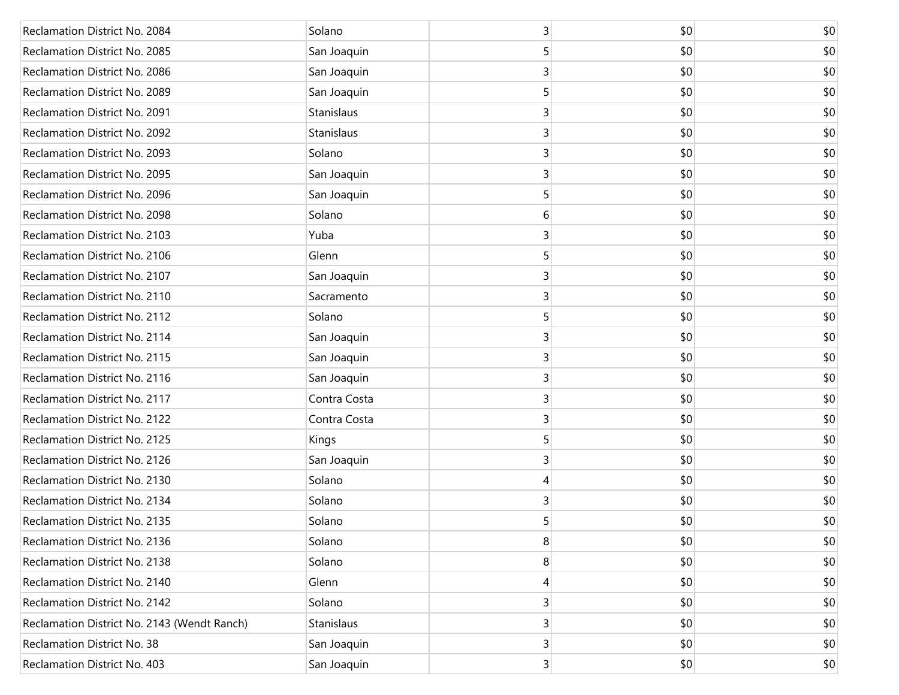| | | | | |
|---|---|---|---|---|
| Reclamation District No. 2084 | Solano | 3 | $0 | $0 |
| Reclamation District No. 2085 | San Joaquin | 5 | $0 | $0 |
| Reclamation District No. 2086 | San Joaquin | 3 | $0 | $0 |
| Reclamation District No. 2089 | San Joaquin | 5 | $0 | $0 |
| Reclamation District No. 2091 | Stanislaus | 3 | $0 | $0 |
| Reclamation District No. 2092 | Stanislaus | 3 | $0 | $0 |
| Reclamation District No. 2093 | Solano | 3 | $0 | $0 |
| Reclamation District No. 2095 | San Joaquin | 3 | $0 | $0 |
| Reclamation District No. 2096 | San Joaquin | 5 | $0 | $0 |
| Reclamation District No. 2098 | Solano | 6 | $0 | $0 |
| Reclamation District No. 2103 | Yuba | 3 | $0 | $0 |
| Reclamation District No. 2106 | Glenn | 5 | $0 | $0 |
| Reclamation District No. 2107 | San Joaquin | 3 | $0 | $0 |
| Reclamation District No. 2110 | Sacramento | 3 | $0 | $0 |
| Reclamation District No. 2112 | Solano | 5 | $0 | $0 |
| Reclamation District No. 2114 | San Joaquin | 3 | $0 | $0 |
| Reclamation District No. 2115 | San Joaquin | 3 | $0 | $0 |
| Reclamation District No. 2116 | San Joaquin | 3 | $0 | $0 |
| Reclamation District No. 2117 | Contra Costa | 3 | $0 | $0 |
| Reclamation District No. 2122 | Contra Costa | 3 | $0 | $0 |
| Reclamation District No. 2125 | Kings | 5 | $0 | $0 |
| Reclamation District No. 2126 | San Joaquin | 3 | $0 | $0 |
| Reclamation District No. 2130 | Solano | 4 | $0 | $0 |
| Reclamation District No. 2134 | Solano | 3 | $0 | $0 |
| Reclamation District No. 2135 | Solano | 5 | $0 | $0 |
| Reclamation District No. 2136 | Solano | 8 | $0 | $0 |
| Reclamation District No. 2138 | Solano | 8 | $0 | $0 |
| Reclamation District No. 2140 | Glenn | 4 | $0 | $0 |
| Reclamation District No. 2142 | Solano | 3 | $0 | $0 |
| Reclamation District No. 2143 (Wendt Ranch) | Stanislaus | 3 | $0 | $0 |
| Reclamation District No. 38 | San Joaquin | 3 | $0 | $0 |
| Reclamation District No. 403 | San Joaquin | 3 | $0 | $0 |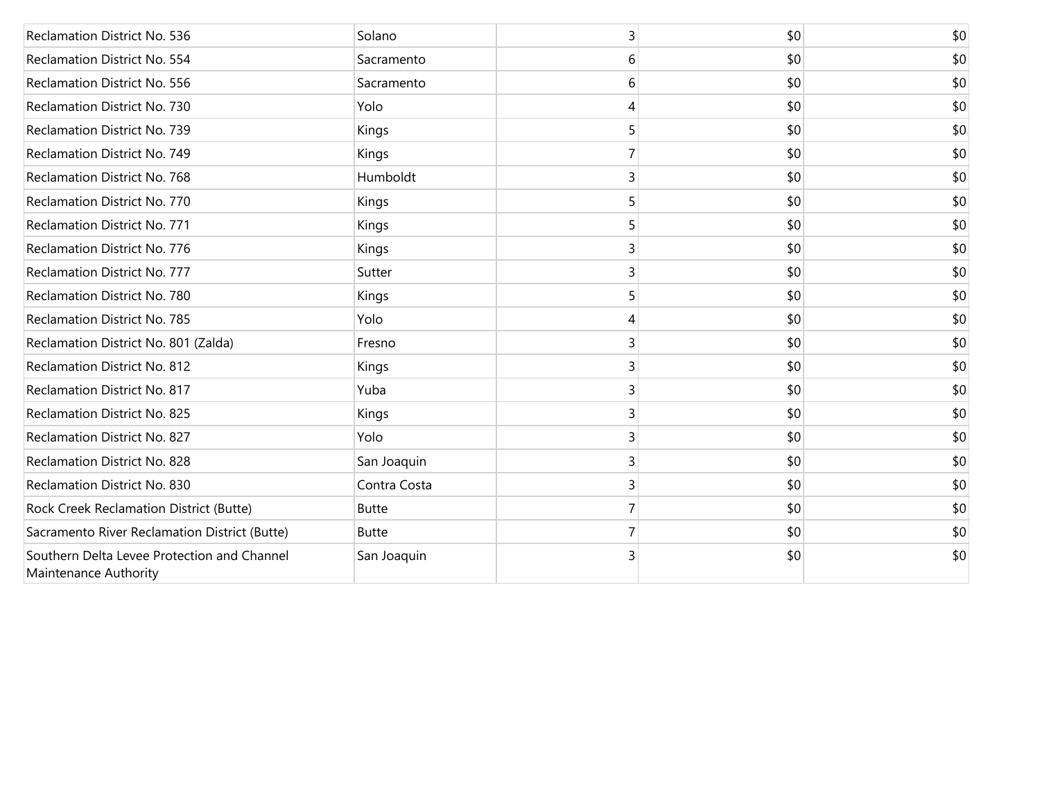| | | | | |
|---|---|---|---|---|
| Reclamation District No. 536 | Solano | 3 | $0 | $0 |
| Reclamation District No. 554 | Sacramento | 6 | $0 | $0 |
| Reclamation District No. 556 | Sacramento | 6 | $0 | $0 |
| Reclamation District No. 730 | Yolo | 4 | $0 | $0 |
| Reclamation District No. 739 | Kings | 5 | $0 | $0 |
| Reclamation District No. 749 | Kings | 7 | $0 | $0 |
| Reclamation District No. 768 | Humboldt | 3 | $0 | $0 |
| Reclamation District No. 770 | Kings | 5 | $0 | $0 |
| Reclamation District No. 771 | Kings | 5 | $0 | $0 |
| Reclamation District No. 776 | Kings | 3 | $0 | $0 |
| Reclamation District No. 777 | Sutter | 3 | $0 | $0 |
| Reclamation District No. 780 | Kings | 5 | $0 | $0 |
| Reclamation District No. 785 | Yolo | 4 | $0 | $0 |
| Reclamation District No. 801 (Zalda) | Fresno | 3 | $0 | $0 |
| Reclamation District No. 812 | Kings | 3 | $0 | $0 |
| Reclamation District No. 817 | Yuba | 3 | $0 | $0 |
| Reclamation District No. 825 | Kings | 3 | $0 | $0 |
| Reclamation District No. 827 | Yolo | 3 | $0 | $0 |
| Reclamation District No. 828 | San Joaquin | 3 | $0 | $0 |
| Reclamation District No. 830 | Contra Costa | 3 | $0 | $0 |
| Rock Creek Reclamation District (Butte) | Butte | 7 | $0 | $0 |
| Sacramento River Reclamation District (Butte) | Butte | 7 | $0 | $0 |
| Southern Delta Levee Protection and Channel Maintenance Authority | San Joaquin | 3 | $0 | $0 |